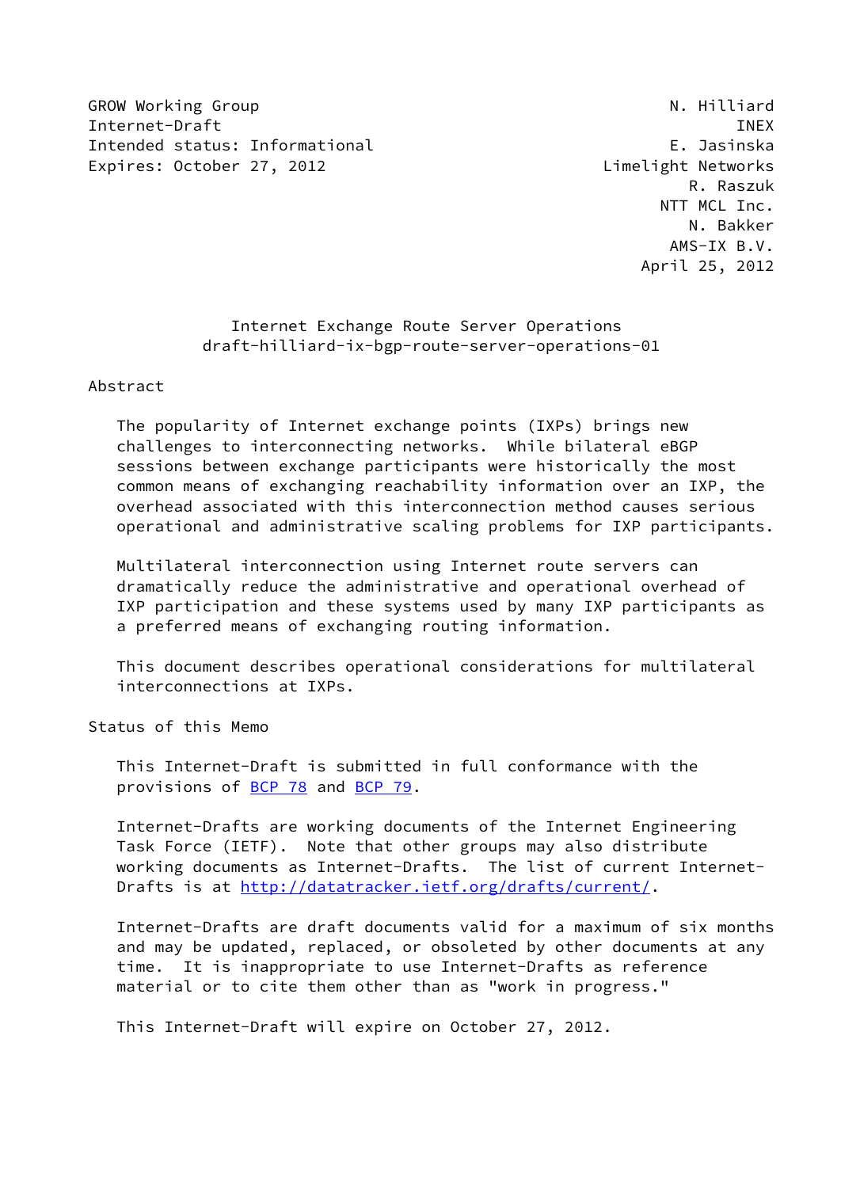GROW Working Group N. Hilliard
Internet-Draft INEX
Intended status: Informational E. Jasinska
Expires: October 27, 2012 Limelight Networks
R. Raszuk
NTT MCL Inc.
N. Bakker
AMS-IX B.V.
April 25, 2012

# Internet Exchange Route Server Operations
draft-hilliard-ix-bgp-route-server-operations-01

## Abstract

The popularity of Internet exchange points (IXPs) brings new challenges to interconnecting networks. While bilateral eBGP sessions between exchange participants were historically the most common means of exchanging reachability information over an IXP, the overhead associated with this interconnection method causes serious operational and administrative scaling problems for IXP participants.

Multilateral interconnection using Internet route servers can dramatically reduce the administrative and operational overhead of IXP participation and these systems used by many IXP participants as a preferred means of exchanging routing information.

This document describes operational considerations for multilateral interconnections at IXPs.

## Status of this Memo

This Internet-Draft is submitted in full conformance with the provisions of BCP 78 and BCP 79.

Internet-Drafts are working documents of the Internet Engineering Task Force (IETF). Note that other groups may also distribute working documents as Internet-Drafts. The list of current Internet-Drafts is at http://datatracker.ietf.org/drafts/current/.

Internet-Drafts are draft documents valid for a maximum of six months and may be updated, replaced, or obsoleted by other documents at any time. It is inappropriate to use Internet-Drafts as reference material or to cite them other than as "work in progress."

This Internet-Draft will expire on October 27, 2012.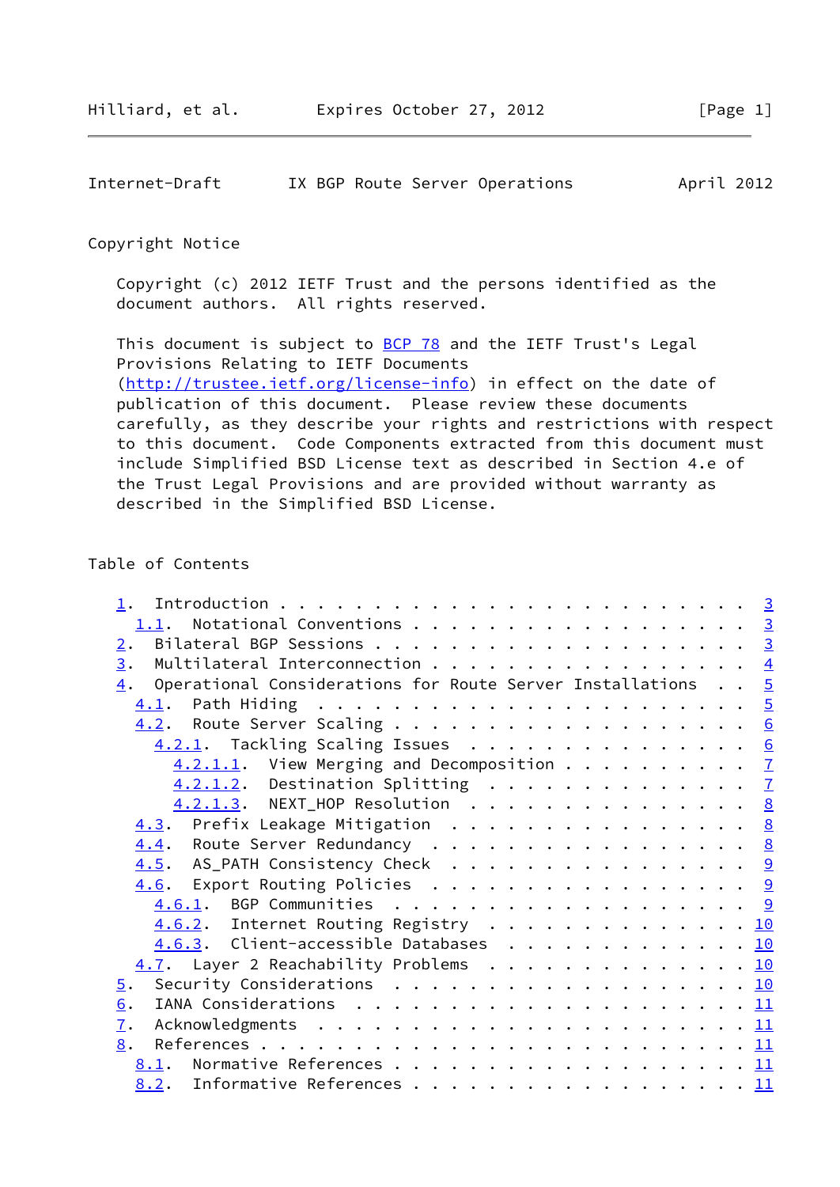## Copyright Notice

Copyright (c) 2012 IETF Trust and the persons identified as the document authors. All rights reserved.

This document is subject to BCP 78 and the IETF Trust's Legal Provisions Relating to IETF Documents (http://trustee.ietf.org/license-info) in effect on the date of publication of this document. Please review these documents carefully, as they describe your rights and restrictions with respect to this document. Code Components extracted from this document must include Simplified BSD License text as described in Section 4.e of the Trust Legal Provisions and are provided without warranty as described in the Simplified BSD License.

## Table of Contents

```
   1.  Introduction . . . . . . . . . . . . . . . . . . . . . . . . .  3
     1.1.  Notational Conventions . . . . . . . . . . . . . . . . . .  3
   2.  Bilateral BGP Sessions . . . . . . . . . . . . . . . . . . . .  3
   3.  Multilateral Interconnection . . . . . . . . . . . . . . . . .  4
   4.  Operational Considerations for Route Server Installations  . .  5
     4.1.  Path Hiding  . . . . . . . . . . . . . . . . . . . . . . .  5
     4.2.  Route Server Scaling . . . . . . . . . . . . . . . . . . .  6
       4.2.1.  Tackling Scaling Issues  . . . . . . . . . . . . . . .  6
         4.2.1.1.  View Merging and Decomposition . . . . . . . . . .  7
         4.2.1.2.  Destination Splitting  . . . . . . . . . . . . . .  7
         4.2.1.3.  NEXT_HOP Resolution  . . . . . . . . . . . . . . .  8
     4.3.  Prefix Leakage Mitigation  . . . . . . . . . . . . . . . .  8
     4.4.  Route Server Redundancy  . . . . . . . . . . . . . . . . .  8
     4.5.  AS_PATH Consistency Check  . . . . . . . . . . . . . . . .  9
     4.6.  Export Routing Policies  . . . . . . . . . . . . . . . . .  9
       4.6.1.  BGP Communities  . . . . . . . . . . . . . . . . . . .  9
       4.6.2.  Internet Routing Registry  . . . . . . . . . . . . . . 10
       4.6.3.  Client-accessible Databases  . . . . . . . . . . . . . 10
     4.7.  Layer 2 Reachability Problems  . . . . . . . . . . . . . . 10
   5.  Security Considerations  . . . . . . . . . . . . . . . . . . . 10
   6.  IANA Considerations  . . . . . . . . . . . . . . . . . . . . . 11
   7.  Acknowledgments  . . . . . . . . . . . . . . . . . . . . . . . 11
   8.  References . . . . . . . . . . . . . . . . . . . . . . . . . . 11
     8.1.  Normative References . . . . . . . . . . . . . . . . . . . 11
     8.2.  Informative References . . . . . . . . . . . . . . . . . . 11
```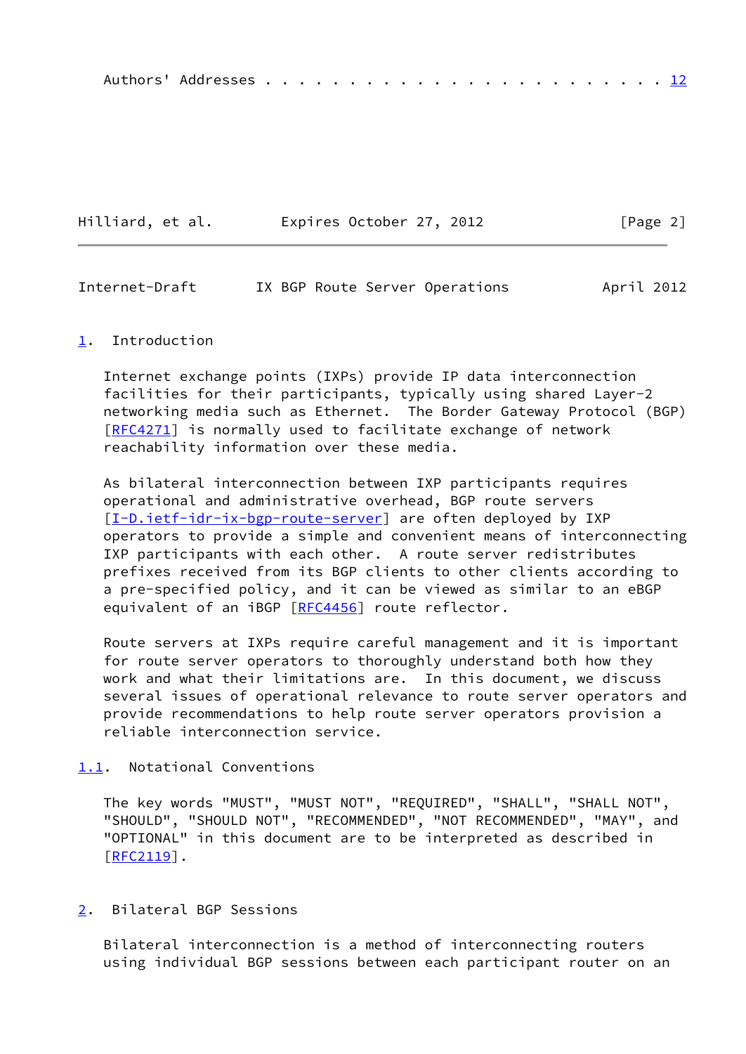Authors' Addresses . . . . . . . . . . . . . . . . . . . . . . . . 12

## 1. Introduction

Internet exchange points (IXPs) provide IP data interconnection facilities for their participants, typically using shared Layer-2 networking media such as Ethernet. The Border Gateway Protocol (BGP) [RFC4271] is normally used to facilitate exchange of network reachability information over these media.

As bilateral interconnection between IXP participants requires operational and administrative overhead, BGP route servers [I-D.ietf-idr-ix-bgp-route-server] are often deployed by IXP operators to provide a simple and convenient means of interconnecting IXP participants with each other. A route server redistributes prefixes received from its BGP clients to other clients according to a pre-specified policy, and it can be viewed as similar to an eBGP equivalent of an iBGP [RFC4456] route reflector.

Route servers at IXPs require careful management and it is important for route server operators to thoroughly understand both how they work and what their limitations are. In this document, we discuss several issues of operational relevance to route server operators and provide recommendations to help route server operators provision a reliable interconnection service.

### 1.1. Notational Conventions

The key words "MUST", "MUST NOT", "REQUIRED", "SHALL", "SHALL NOT", "SHOULD", "SHOULD NOT", "RECOMMENDED", "NOT RECOMMENDED", "MAY", and "OPTIONAL" in this document are to be interpreted as described in [RFC2119].

## 2. Bilateral BGP Sessions

Bilateral interconnection is a method of interconnecting routers using individual BGP sessions between each participant router on an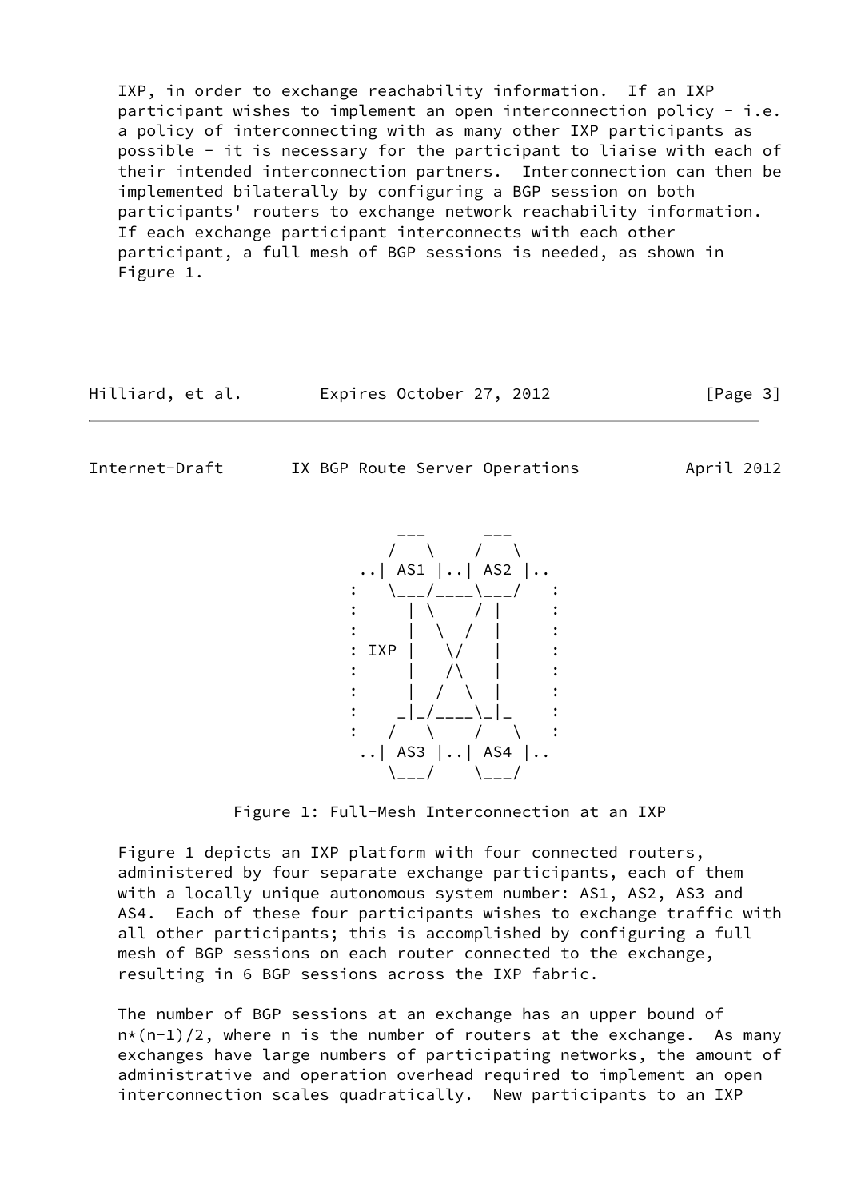IXP, in order to exchange reachability information. If an IXP participant wishes to implement an open interconnection policy - i.e. a policy of interconnecting with as many other IXP participants as possible - it is necessary for the participant to liaise with each of their intended interconnection partners. Interconnection can then be implemented bilaterally by configuring a BGP session on both participants' routers to exchange network reachability information. If each exchange participant interconnects with each other participant, a full mesh of BGP sessions is needed, as shown in Figure 1.

```
          ___      ___
         /   \    /   \
      ..| AS1 |..| AS2 |..
     :   \___/____\___/   :
     :     | \    / |     :
     :     |  \  /  |     :
     : IXP |   \/   |     :
     :     |   /\   |     :
     :     |  /  \  |     :
     :    _|_/____\_|_    :
     :   /   \    /   \   :
      ..| AS3 |..| AS4 |..
         \___/    \___/
```

Figure 1: Full-Mesh Interconnection at an IXP

Figure 1 depicts an IXP platform with four connected routers, administered by four separate exchange participants, each of them with a locally unique autonomous system number: AS1, AS2, AS3 and AS4. Each of these four participants wishes to exchange traffic with all other participants; this is accomplished by configuring a full mesh of BGP sessions on each router connected to the exchange, resulting in 6 BGP sessions across the IXP fabric.

The number of BGP sessions at an exchange has an upper bound of $n*(n-1)/2$, where n is the number of routers at the exchange. As many exchanges have large numbers of participating networks, the amount of administrative and operation overhead required to implement an open interconnection scales quadratically. New participants to an IXP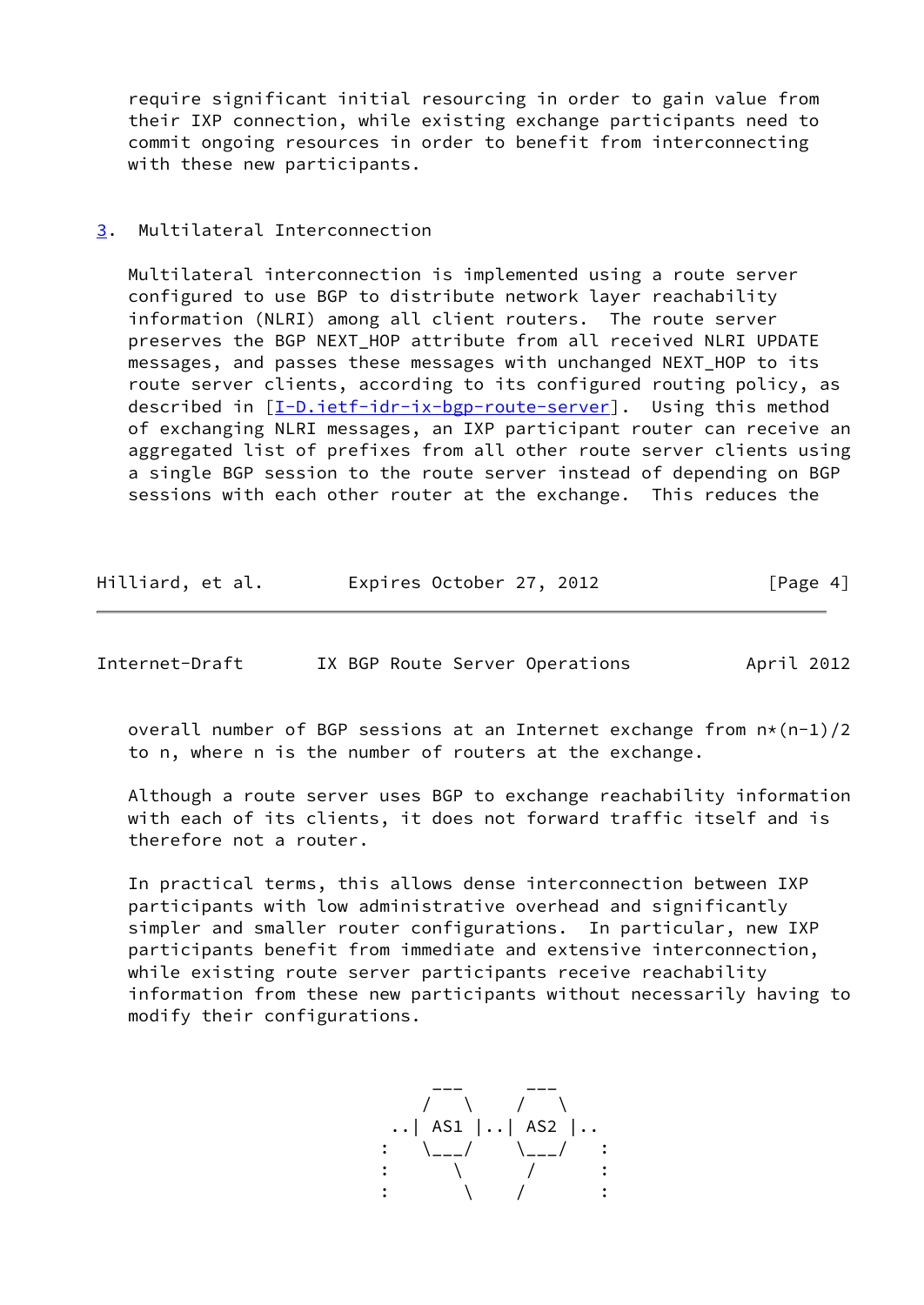require significant initial resourcing in order to gain value from their IXP connection, while existing exchange participants need to commit ongoing resources in order to benefit from interconnecting with these new participants.

## 3. Multilateral Interconnection

Multilateral interconnection is implemented using a route server configured to use BGP to distribute network layer reachability information (NLRI) among all client routers. The route server preserves the BGP NEXT_HOP attribute from all received NLRI UPDATE messages, and passes these messages with unchanged NEXT_HOP to its route server clients, according to its configured routing policy, as described in [I-D.ietf-idr-ix-bgp-route-server]. Using this method of exchanging NLRI messages, an IXP participant router can receive an aggregated list of prefixes from all other route server clients using a single BGP session to the route server instead of depending on BGP sessions with each other router at the exchange. This reduces the overall number of BGP sessions at an Internet exchange from n*(n-1)/2 to n, where n is the number of routers at the exchange.

Although a route server uses BGP to exchange reachability information with each of its clients, it does not forward traffic itself and is therefore not a router.

In practical terms, this allows dense interconnection between IXP participants with low administrative overhead and significantly simpler and smaller router configurations. In particular, new IXP participants benefit from immediate and extensive interconnection, while existing route server participants receive reachability information from these new participants without necessarily having to modify their configurations.

```
             ___      ___
            /   \    /   \
         ..| AS1 |..| AS2 |..
        :   \___/    \___/   :
        :       \      /     :
        :        \    /      :
```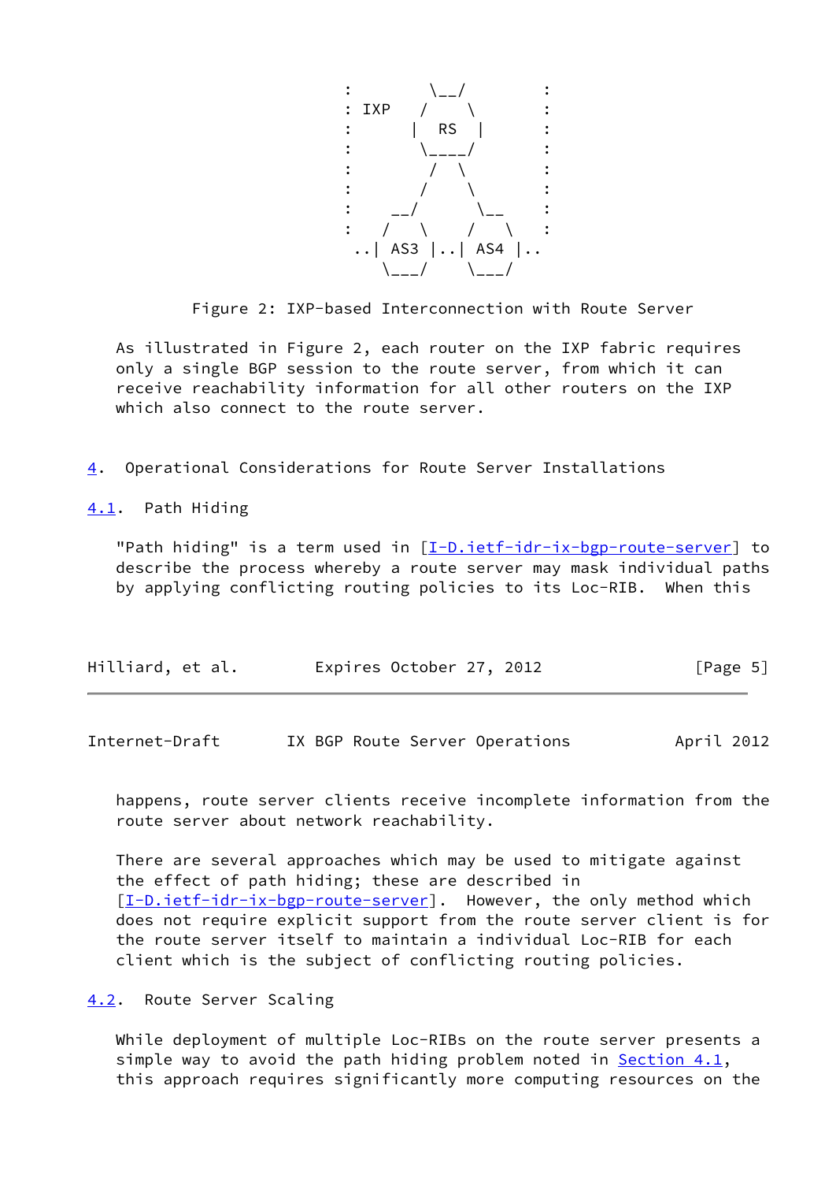```
                   :       \__/        :
                   : IXP   /    \      :
                   :      |  RS  |     :
                   :       \____/      :
                   :        /  \       :
                   :       /    \      :
                   :    __/      \__   :
                   :   /  \     /   \  :
                    ..| AS3 |..| AS4 |..
                       \___/    \___/
```

Figure 2: IXP-based Interconnection with Route Server

As illustrated in Figure 2, each router on the IXP fabric requires only a single BGP session to the route server, from which it can receive reachability information for all other routers on the IXP which also connect to the route server.

## 4. Operational Considerations for Route Server Installations

### 4.1. Path Hiding

"Path hiding" is a term used in [I-D.ietf-idr-ix-bgp-route-server] to describe the process whereby a route server may mask individual paths by applying conflicting routing policies to its Loc-RIB. When this happens, route server clients receive incomplete information from the route server about network reachability.

There are several approaches which may be used to mitigate against the effect of path hiding; these are described in [I-D.ietf-idr-ix-bgp-route-server]. However, the only method which does not require explicit support from the route server client is for the route server itself to maintain a individual Loc-RIB for each client which is the subject of conflicting routing policies.

### 4.2. Route Server Scaling

While deployment of multiple Loc-RIBs on the route server presents a simple way to avoid the path hiding problem noted in Section 4.1, this approach requires significantly more computing resources on the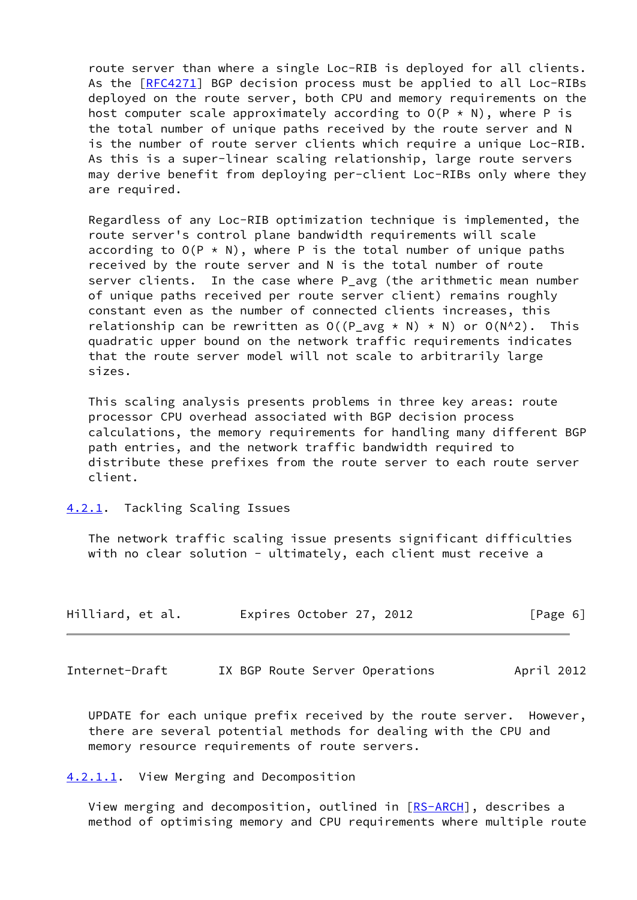route server than where a single Loc-RIB is deployed for all clients. As the [RFC4271] BGP decision process must be applied to all Loc-RIBs deployed on the route server, both CPU and memory requirements on the host computer scale approximately according to $O(P * N)$, where P is the total number of unique paths received by the route server and N is the number of route server clients which require a unique Loc-RIB. As this is a super-linear scaling relationship, large route servers may derive benefit from deploying per-client Loc-RIBs only where they are required.

Regardless of any Loc-RIB optimization technique is implemented, the route server's control plane bandwidth requirements will scale according to $O(P * N)$, where P is the total number of unique paths received by the route server and N is the total number of route server clients. In the case where $P_{avg}$ (the arithmetic mean number of unique paths received per route server client) remains roughly constant even as the number of connected clients increases, this relationship can be rewritten as $O((P_{avg} * N) * N)$ or $O(N^2)$. This quadratic upper bound on the network traffic requirements indicates that the route server model will not scale to arbitrarily large sizes.

This scaling analysis presents problems in three key areas: route processor CPU overhead associated with BGP decision process calculations, the memory requirements for handling many different BGP path entries, and the network traffic bandwidth required to distribute these prefixes from the route server to each route server client.

#### 4.2.1. Tackling Scaling Issues

The network traffic scaling issue presents significant difficulties with no clear solution - ultimately, each client must receive a UPDATE for each unique prefix received by the route server. However, there are several potential methods for dealing with the CPU and memory resource requirements of route servers.

##### 4.2.1.1. View Merging and Decomposition

View merging and decomposition, outlined in [RS-ARCH], describes a method of optimising memory and CPU requirements where multiple route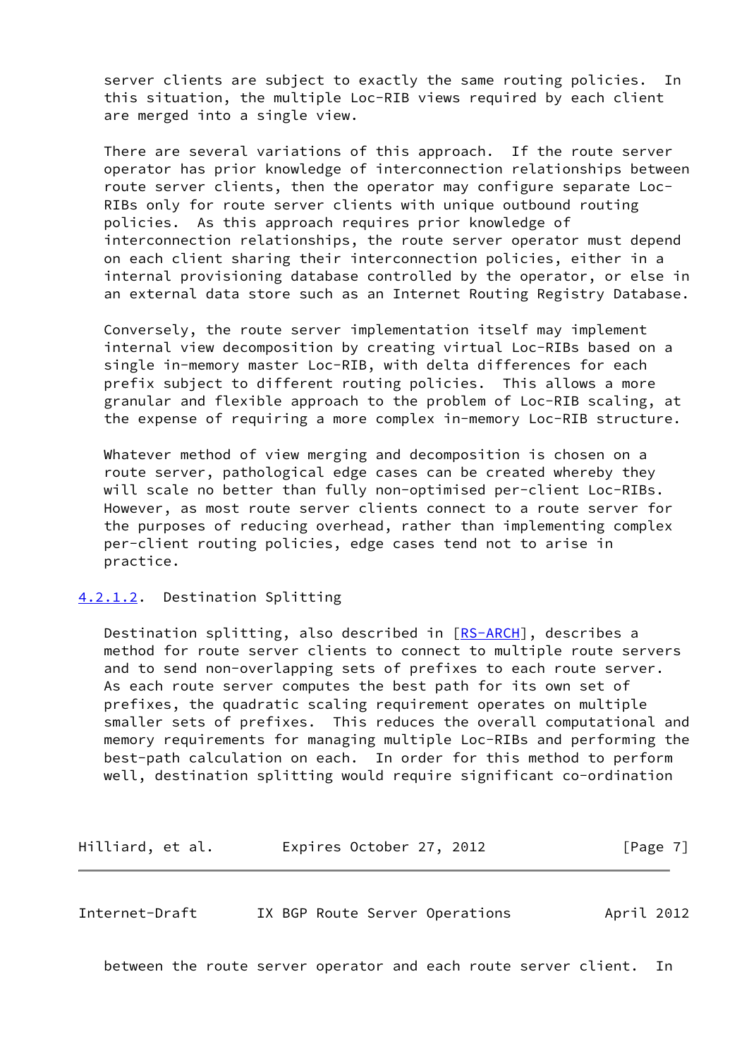server clients are subject to exactly the same routing policies. In this situation, the multiple Loc-RIB views required by each client are merged into a single view.

There are several variations of this approach. If the route server operator has prior knowledge of interconnection relationships between route server clients, then the operator may configure separate Loc-RIBs only for route server clients with unique outbound routing policies. As this approach requires prior knowledge of interconnection relationships, the route server operator must depend on each client sharing their interconnection policies, either in a internal provisioning database controlled by the operator, or else in an external data store such as an Internet Routing Registry Database.

Conversely, the route server implementation itself may implement internal view decomposition by creating virtual Loc-RIBs based on a single in-memory master Loc-RIB, with delta differences for each prefix subject to different routing policies. This allows a more granular and flexible approach to the problem of Loc-RIB scaling, at the expense of requiring a more complex in-memory Loc-RIB structure.

Whatever method of view merging and decomposition is chosen on a route server, pathological edge cases can be created whereby they will scale no better than fully non-optimised per-client Loc-RIBs. However, as most route server clients connect to a route server for the purposes of reducing overhead, rather than implementing complex per-client routing policies, edge cases tend not to arise in practice.

#### 4.2.1.2. Destination Splitting

Destination splitting, also described in [RS-ARCH], describes a method for route server clients to connect to multiple route servers and to send non-overlapping sets of prefixes to each route server. As each route server computes the best path for its own set of prefixes, the quadratic scaling requirement operates on multiple smaller sets of prefixes. This reduces the overall computational and memory requirements for managing multiple Loc-RIBs and performing the best-path calculation on each. In order for this method to perform well, destination splitting would require significant co-ordination between the route server operator and each route server client. In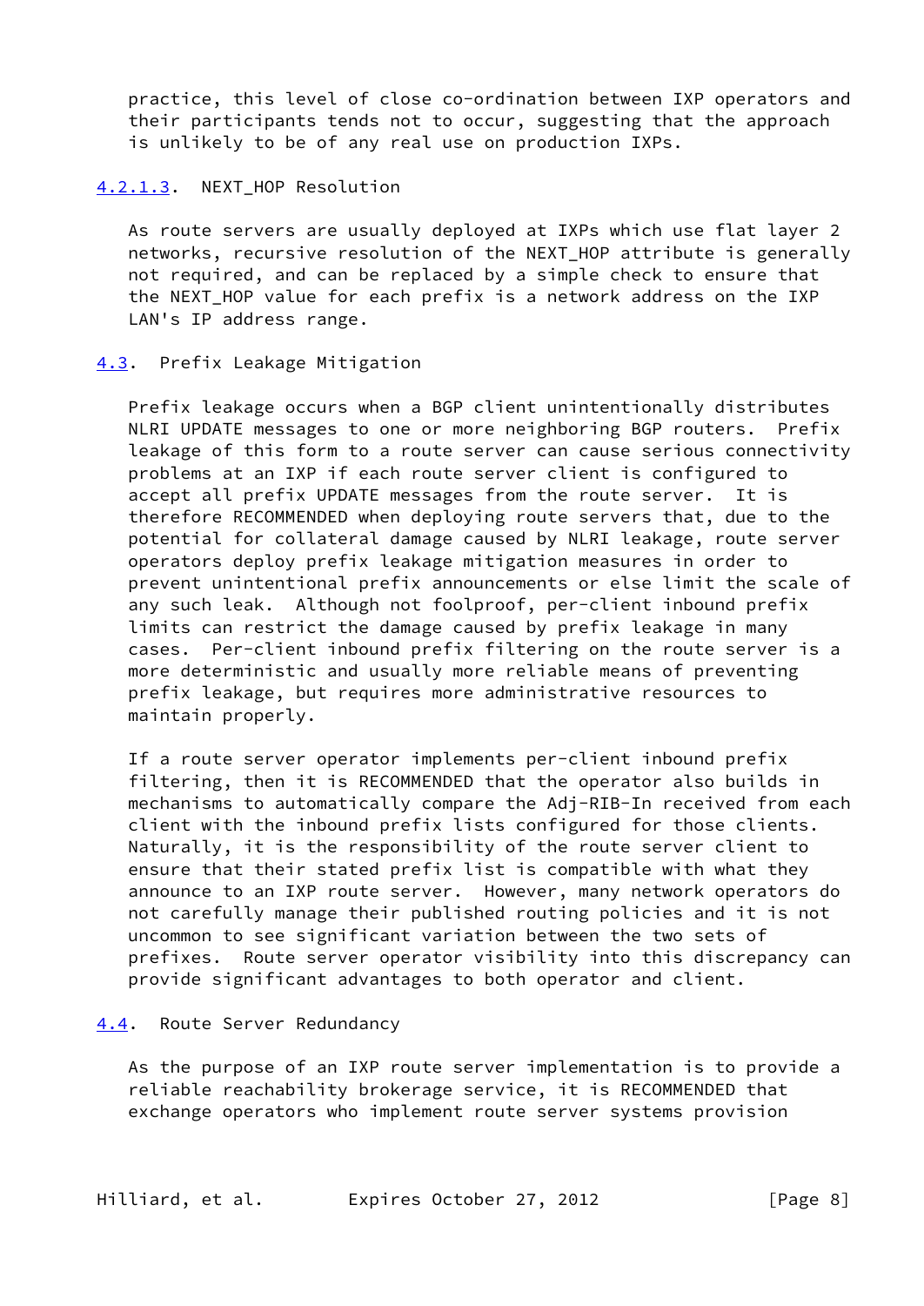practice, this level of close co-ordination between IXP operators and their participants tends not to occur, suggesting that the approach is unlikely to be of any real use on production IXPs.

#### 4.2.1.3. NEXT_HOP Resolution

As route servers are usually deployed at IXPs which use flat layer 2 networks, recursive resolution of the NEXT_HOP attribute is generally not required, and can be replaced by a simple check to ensure that the NEXT_HOP value for each prefix is a network address on the IXP LAN's IP address range.

## 4.3. Prefix Leakage Mitigation

Prefix leakage occurs when a BGP client unintentionally distributes NLRI UPDATE messages to one or more neighboring BGP routers. Prefix leakage of this form to a route server can cause serious connectivity problems at an IXP if each route server client is configured to accept all prefix UPDATE messages from the route server. It is therefore RECOMMENDED when deploying route servers that, due to the potential for collateral damage caused by NLRI leakage, route server operators deploy prefix leakage mitigation measures in order to prevent unintentional prefix announcements or else limit the scale of any such leak. Although not foolproof, per-client inbound prefix limits can restrict the damage caused by prefix leakage in many cases. Per-client inbound prefix filtering on the route server is a more deterministic and usually more reliable means of preventing prefix leakage, but requires more administrative resources to maintain properly.

If a route server operator implements per-client inbound prefix filtering, then it is RECOMMENDED that the operator also builds in mechanisms to automatically compare the Adj-RIB-In received from each client with the inbound prefix lists configured for those clients. Naturally, it is the responsibility of the route server client to ensure that their stated prefix list is compatible with what they announce to an IXP route server. However, many network operators do not carefully manage their published routing policies and it is not uncommon to see significant variation between the two sets of prefixes. Route server operator visibility into this discrepancy can provide significant advantages to both operator and client.

## 4.4. Route Server Redundancy

As the purpose of an IXP route server implementation is to provide a reliable reachability brokerage service, it is RECOMMENDED that exchange operators who implement route server systems provision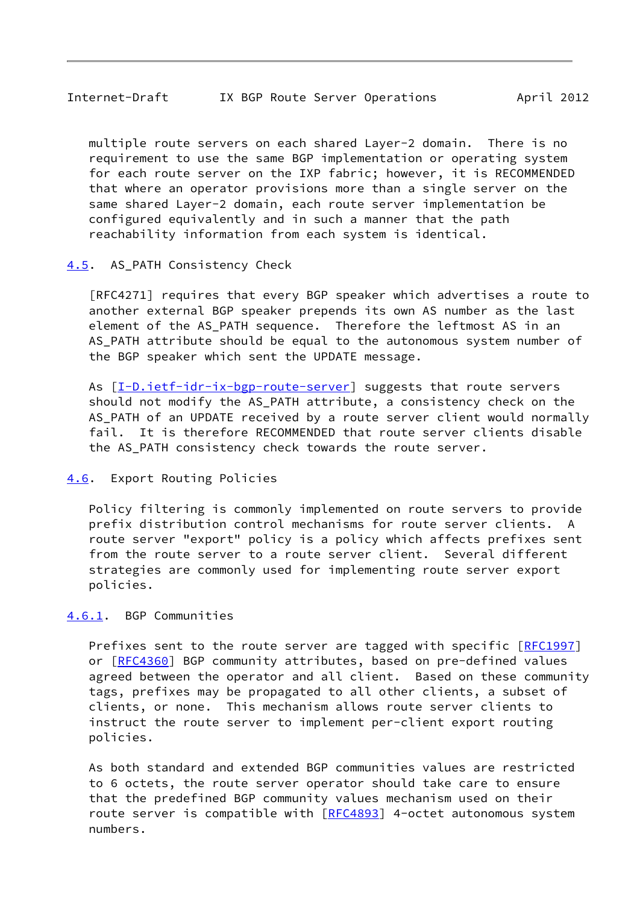multiple route servers on each shared Layer-2 domain. There is no requirement to use the same BGP implementation or operating system for each route server on the IXP fabric; however, it is RECOMMENDED that where an operator provisions more than a single server on the same shared Layer-2 domain, each route server implementation be configured equivalently and in such a manner that the path reachability information from each system is identical.

### 4.5. AS_PATH Consistency Check

[RFC4271] requires that every BGP speaker which advertises a route to another external BGP speaker prepends its own AS number as the last element of the AS_PATH sequence. Therefore the leftmost AS in an AS_PATH attribute should be equal to the autonomous system number of the BGP speaker which sent the UPDATE message.

As [I-D.ietf-idr-ix-bgp-route-server] suggests that route servers should not modify the AS_PATH attribute, a consistency check on the AS_PATH of an UPDATE received by a route server client would normally fail. It is therefore RECOMMENDED that route server clients disable the AS_PATH consistency check towards the route server.

### 4.6. Export Routing Policies

Policy filtering is commonly implemented on route servers to provide prefix distribution control mechanisms for route server clients. A route server "export" policy is a policy which affects prefixes sent from the route server to a route server client. Several different strategies are commonly used for implementing route server export policies.

#### 4.6.1. BGP Communities

Prefixes sent to the route server are tagged with specific [RFC1997] or [RFC4360] BGP community attributes, based on pre-defined values agreed between the operator and all client. Based on these community tags, prefixes may be propagated to all other clients, a subset of clients, or none. This mechanism allows route server clients to instruct the route server to implement per-client export routing policies.

As both standard and extended BGP communities values are restricted to 6 octets, the route server operator should take care to ensure that the predefined BGP community values mechanism used on their route server is compatible with [RFC4893] 4-octet autonomous system numbers.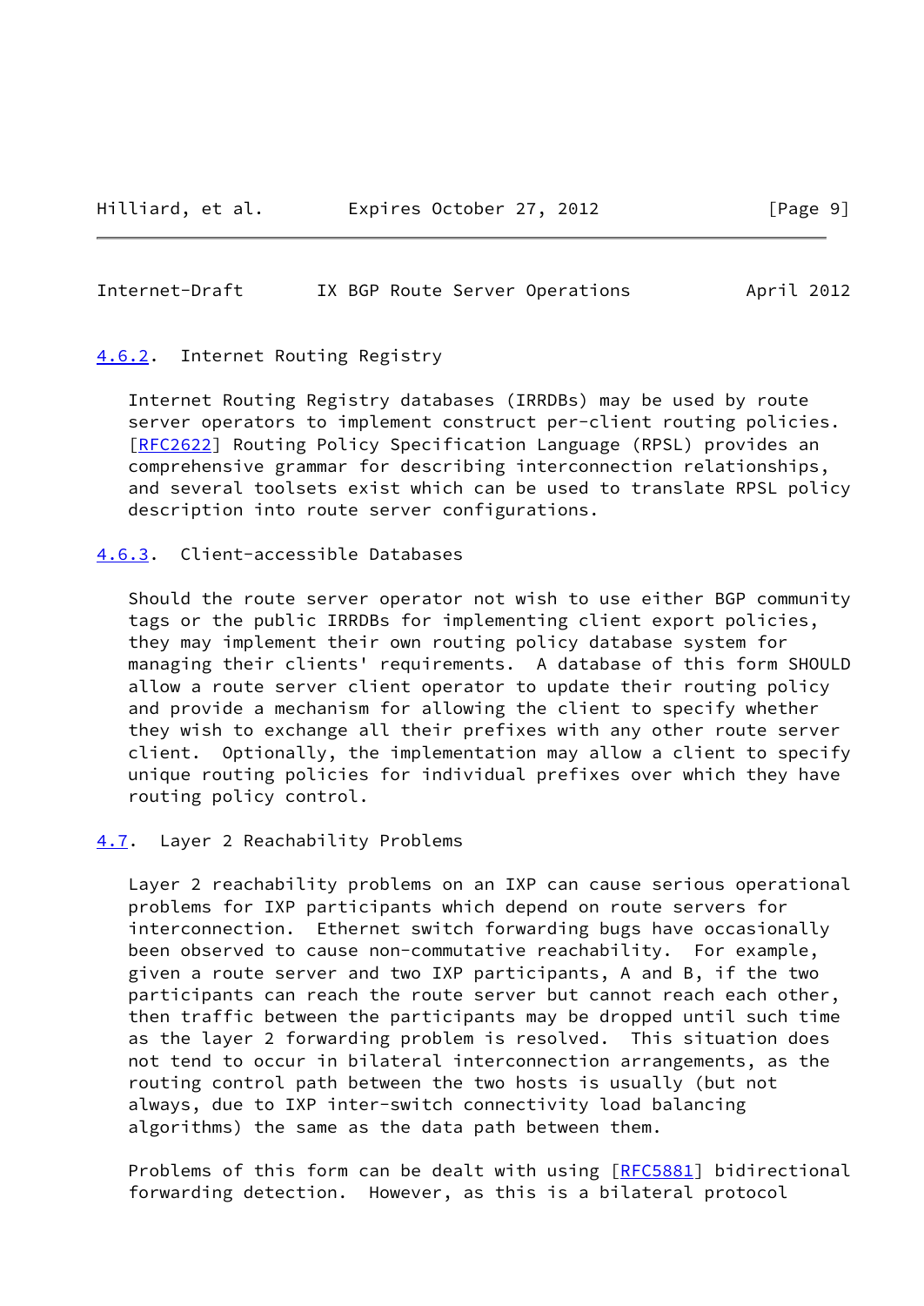### 4.6.2. Internet Routing Registry

Internet Routing Registry databases (IRRDBs) may be used by route server operators to implement construct per-client routing policies. [RFC2622] Routing Policy Specification Language (RPSL) provides an comprehensive grammar for describing interconnection relationships, and several toolsets exist which can be used to translate RPSL policy description into route server configurations.

### 4.6.3. Client-accessible Databases

Should the route server operator not wish to use either BGP community tags or the public IRRDBs for implementing client export policies, they may implement their own routing policy database system for managing their clients' requirements. A database of this form SHOULD allow a route server client operator to update their routing policy and provide a mechanism for allowing the client to specify whether they wish to exchange all their prefixes with any other route server client. Optionally, the implementation may allow a client to specify unique routing policies for individual prefixes over which they have routing policy control.

## 4.7. Layer 2 Reachability Problems

Layer 2 reachability problems on an IXP can cause serious operational problems for IXP participants which depend on route servers for interconnection. Ethernet switch forwarding bugs have occasionally been observed to cause non-commutative reachability. For example, given a route server and two IXP participants, A and B, if the two participants can reach the route server but cannot reach each other, then traffic between the participants may be dropped until such time as the layer 2 forwarding problem is resolved. This situation does not tend to occur in bilateral interconnection arrangements, as the routing control path between the two hosts is usually (but not always, due to IXP inter-switch connectivity load balancing algorithms) the same as the data path between them.

Problems of this form can be dealt with using [RFC5881] bidirectional forwarding detection. However, as this is a bilateral protocol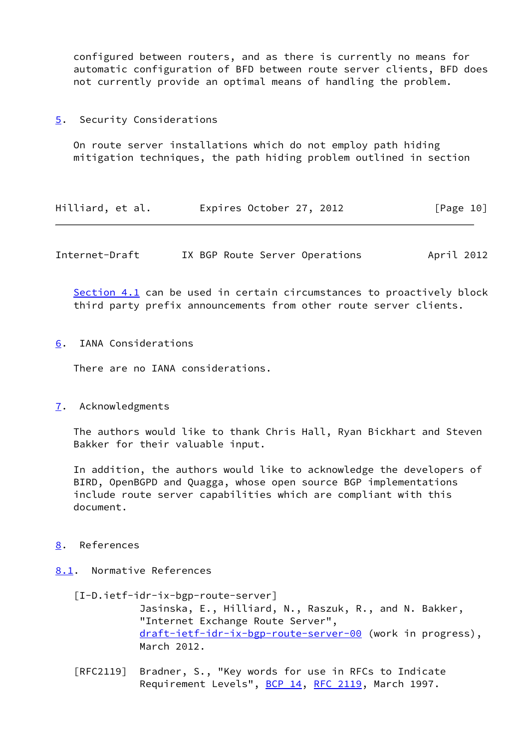configured between routers, and as there is currently no means for automatic configuration of BFD between route server clients, BFD does not currently provide an optimal means of handling the problem.

## 5. Security Considerations

On route server installations which do not employ path hiding mitigation techniques, the path hiding problem outlined in section Section 4.1 can be used in certain circumstances to proactively block third party prefix announcements from other route server clients.

## 6. IANA Considerations

There are no IANA considerations.

## 7. Acknowledgments

The authors would like to thank Chris Hall, Ryan Bickhart and Steven Bakker for their valuable input.

In addition, the authors would like to acknowledge the developers of BIRD, OpenBGPD and Quagga, whose open source BGP implementations include route server capabilities which are compliant with this document.

## 8. References

### 8.1. Normative References

[I-D.ietf-idr-ix-bgp-route-server]
Jasinska, E., Hilliard, N., Raszuk, R., and N. Bakker, "Internet Exchange Route Server", draft-ietf-idr-ix-bgp-route-server-00 (work in progress), March 2012.

[RFC2119] Bradner, S., "Key words for use in RFCs to Indicate Requirement Levels", BCP 14, RFC 2119, March 1997.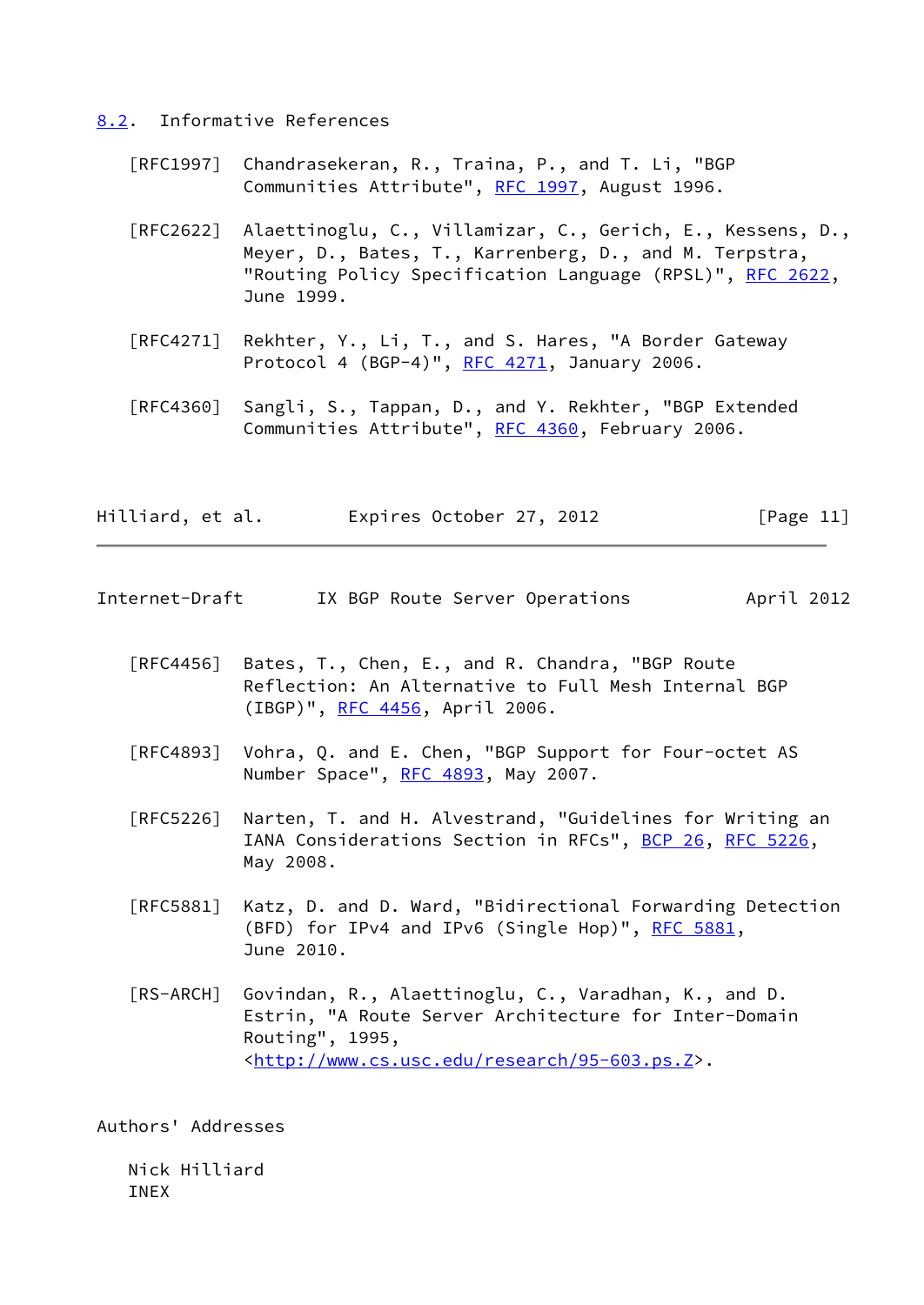## 8.2. Informative References

[RFC1997] Chandrasekeran, R., Traina, P., and T. Li, "BGP Communities Attribute", RFC 1997, August 1996.

[RFC2622] Alaettinoglu, C., Villamizar, C., Gerich, E., Kessens, D., Meyer, D., Bates, T., Karrenberg, D., and M. Terpstra, "Routing Policy Specification Language (RPSL)", RFC 2622, June 1999.

[RFC4271] Rekhter, Y., Li, T., and S. Hares, "A Border Gateway Protocol 4 (BGP-4)", RFC 4271, January 2006.

[RFC4360] Sangli, S., Tappan, D., and Y. Rekhter, "BGP Extended Communities Attribute", RFC 4360, February 2006.

[RFC4456] Bates, T., Chen, E., and R. Chandra, "BGP Route Reflection: An Alternative to Full Mesh Internal BGP (IBGP)", RFC 4456, April 2006.

[RFC4893] Vohra, Q. and E. Chen, "BGP Support for Four-octet AS Number Space", RFC 4893, May 2007.

[RFC5226] Narten, T. and H. Alvestrand, "Guidelines for Writing an IANA Considerations Section in RFCs", BCP 26, RFC 5226, May 2008.

[RFC5881] Katz, D. and D. Ward, "Bidirectional Forwarding Detection (BFD) for IPv4 and IPv6 (Single Hop)", RFC 5881, June 2010.

[RS-ARCH] Govindan, R., Alaettinoglu, C., Varadhan, K., and D. Estrin, "A Route Server Architecture for Inter-Domain Routing", 1995, <http://www.cs.usc.edu/research/95-603.ps.Z>.

## Authors' Addresses

Nick Hilliard
INEX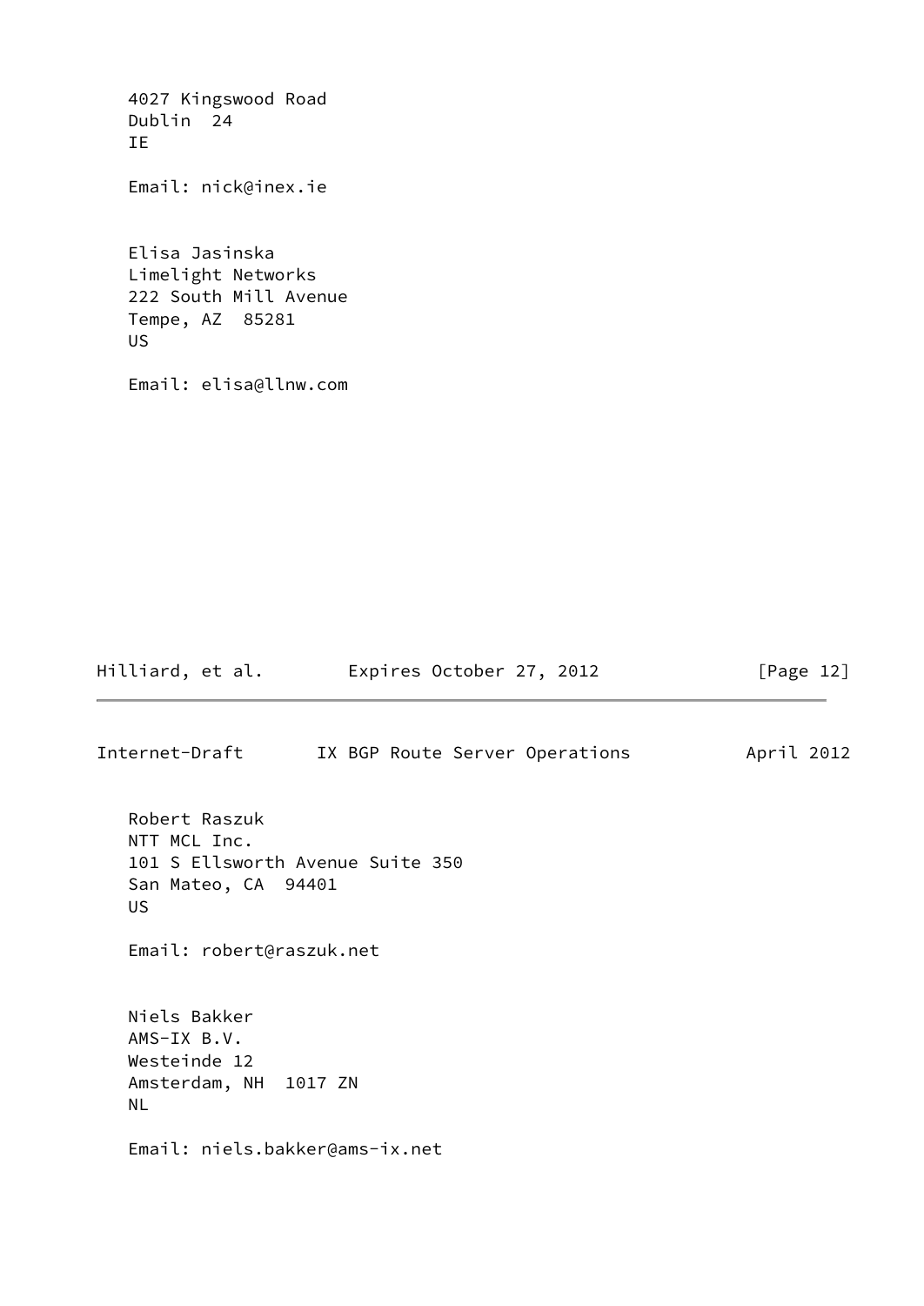4027 Kingswood Road
Dublin 24
IE

Email: nick@inex.ie

Elisa Jasinska
Limelight Networks
222 South Mill Avenue
Tempe, AZ 85281
US

Email: elisa@llnw.com

Robert Raszuk
NTT MCL Inc.
101 S Ellsworth Avenue Suite 350
San Mateo, CA 94401
US

Email: robert@raszuk.net

Niels Bakker
AMS-IX B.V.
Westeinde 12
Amsterdam, NH 1017 ZN
NL

Email: niels.bakker@ams-ix.net